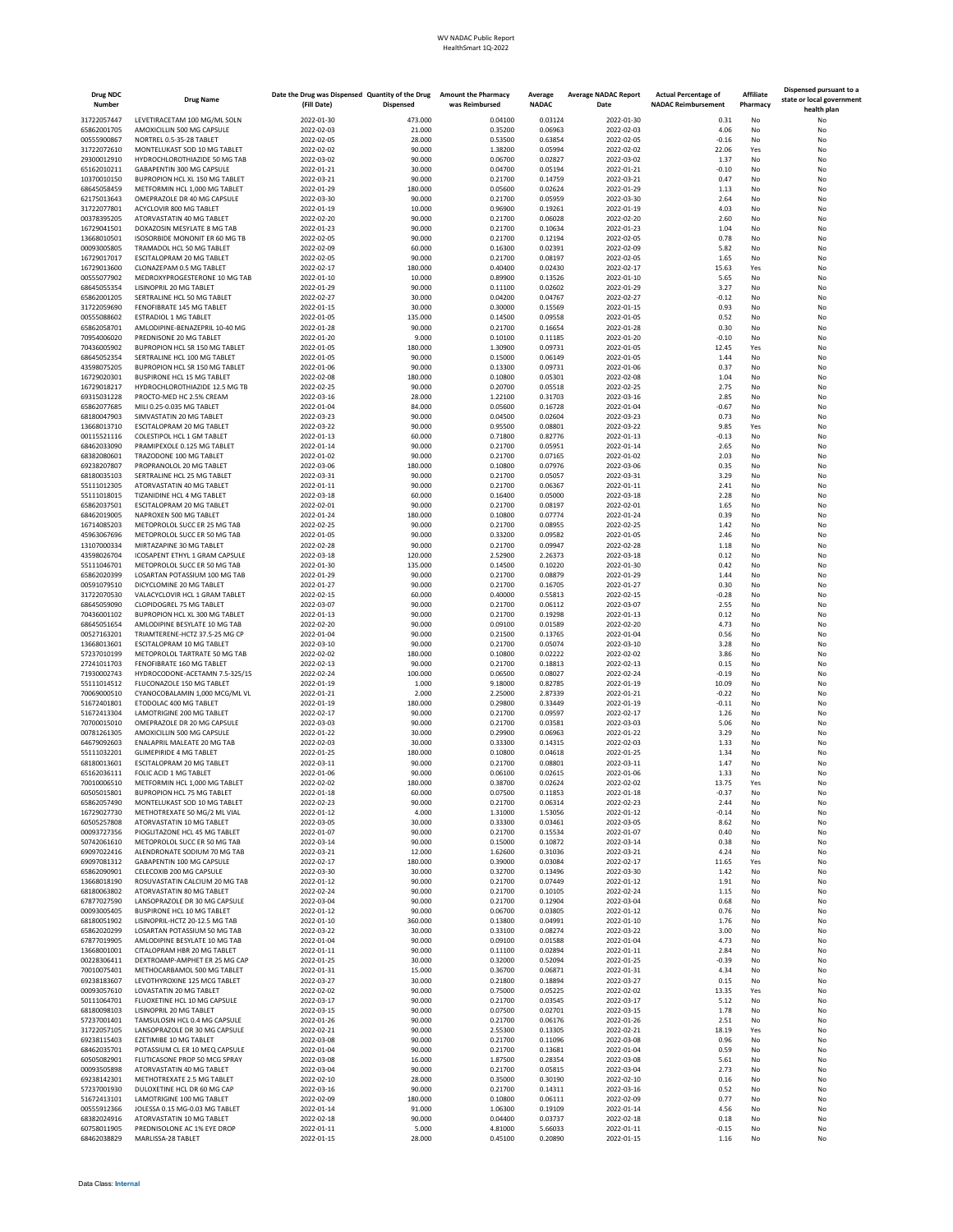# WV NADAC Public Report
## HealthSmart 1Q-2022

| Drug NDC Number | Drug Name | Date the Drug was Dispensed (Fill Date) | Quantity of the Drug Dispensed | Amount the Pharmacy was Reimbursed | Average NADAC | Average NADAC Report Date | Actual Percentage of NADAC Reimbursement | Affiliate Pharmacy | Dispensed pursuant to a state or local government health plan |
|---|---|---|---|---|---|---|---|---|---|
| 31722057447 | LEVETIRACETAM 100 MG/ML SOLN | 2022-01-30 | 473.000 | 0.04100 | 0.03124 | 2022-01-30 | 0.31 | No | No |
| 65862001705 | AMOXICILLIN 500 MG CAPSULE | 2022-02-03 | 21.000 | 0.35200 | 0.06963 | 2022-02-03 | 4.06 | No | No |
| 00555900867 | NORTREL 0.5-35-28 TABLET | 2022-02-05 | 28.000 | 0.53500 | 0.63854 | 2022-02-05 | -0.16 | No | No |
| 31722072610 | MONTELUKAST SOD 10 MG TABLET | 2022-02-02 | 90.000 | 1.38200 | 0.05994 | 2022-02-02 | 22.06 | Yes | No |
| 29300012910 | HYDROCHLOROTHIAZIDE 50 MG TAB | 2022-03-02 | 90.000 | 0.06700 | 0.02827 | 2022-03-02 | 1.37 | No | No |
| 65162010211 | GABAPENTIN 300 MG CAPSULE | 2022-01-21 | 30.000 | 0.04700 | 0.05194 | 2022-01-21 | -0.10 | No | No |
| 10370010150 | BUPROPION HCL XL 150 MG TABLET | 2022-03-21 | 90.000 | 0.21700 | 0.14759 | 2022-03-21 | 0.47 | No | No |
| 68645058459 | METFORMIN HCL 1,000 MG TABLET | 2022-01-29 | 180.000 | 0.05600 | 0.02624 | 2022-01-29 | 1.13 | No | No |
| 62175013643 | OMEPRAZOLE DR 40 MG CAPSULE | 2022-03-30 | 90.000 | 0.21700 | 0.05959 | 2022-03-30 | 2.64 | No | No |
| 31722077801 | ACYCLOVIR 800 MG TABLET | 2022-01-19 | 10.000 | 0.96900 | 0.19261 | 2022-01-19 | 4.03 | No | No |
| 00378395205 | ATORVASTATIN 40 MG TABLET | 2022-02-20 | 90.000 | 0.21700 | 0.06028 | 2022-02-20 | 2.60 | No | No |
| 16729041501 | DOXAZOSIN MESYLATE 8 MG TAB | 2022-01-23 | 90.000 | 0.21700 | 0.10634 | 2022-01-23 | 1.04 | No | No |
| 13668010501 | ISOSORBIDE MONONIT ER 60 MG TB | 2022-02-05 | 90.000 | 0.21700 | 0.12194 | 2022-02-05 | 0.78 | No | No |
| 00093005805 | TRAMADOL HCL 50 MG TABLET | 2022-02-09 | 60.000 | 0.16300 | 0.02391 | 2022-02-09 | 5.82 | No | No |
| 16729017017 | ESCITALOPRAM 20 MG TABLET | 2022-02-05 | 90.000 | 0.21700 | 0.08197 | 2022-02-05 | 1.65 | No | No |
| 16729013600 | CLONAZEPAM 0.5 MG TABLET | 2022-02-17 | 180.000 | 0.40400 | 0.02430 | 2022-02-17 | 15.63 | Yes | No |
| 00555077902 | MEDROXYPROGESTERONE 10 MG TAB | 2022-01-10 | 10.000 | 0.89900 | 0.13526 | 2022-01-10 | 5.65 | No | No |
| 68645055354 | LISINOPRIL 20 MG TABLET | 2022-01-29 | 90.000 | 0.11100 | 0.02602 | 2022-01-29 | 3.27 | No | No |
| 65862001205 | SERTRALINE HCL 50 MG TABLET | 2022-02-27 | 30.000 | 0.04200 | 0.04767 | 2022-02-27 | -0.12 | No | No |
| 31722059690 | FENOFIBRATE 145 MG TABLET | 2022-01-15 | 30.000 | 0.30000 | 0.15569 | 2022-01-15 | 0.93 | No | No |
| 00555088602 | ESTRADIOL 1 MG TABLET | 2022-01-05 | 135.000 | 0.14500 | 0.09558 | 2022-01-05 | 0.52 | No | No |
| 65862058701 | AMLODIPINE-BENAZEPRIL 10-40 MG | 2022-01-28 | 90.000 | 0.21700 | 0.16654 | 2022-01-28 | 0.30 | No | No |
| 70954006020 | PREDNISONE 20 MG TABLET | 2022-01-20 | 9.000 | 0.10100 | 0.11185 | 2022-01-20 | -0.10 | No | No |
| 70436005902 | BUPROPION HCL SR 150 MG TABLET | 2022-01-05 | 180.000 | 1.30900 | 0.09731 | 2022-01-05 | 12.45 | Yes | No |
| 68645052354 | SERTRALINE HCL 100 MG TABLET | 2022-01-05 | 90.000 | 0.15000 | 0.06149 | 2022-01-05 | 1.44 | No | No |
| 43598075205 | BUPROPION HCL SR 150 MG TABLET | 2022-01-06 | 90.000 | 0.13300 | 0.09731 | 2022-01-06 | 0.37 | No | No |
| 16729020301 | BUSPIRONE HCL 15 MG TABLET | 2022-02-08 | 180.000 | 0.10800 | 0.05301 | 2022-02-08 | 1.04 | No | No |
| 16729018217 | HYDROCHLOROTHIAZIDE 12.5 MG TB | 2022-02-25 | 90.000 | 0.20700 | 0.05518 | 2022-02-25 | 2.75 | No | No |
| 69315031228 | PROCTO-MED HC 2.5% CREAM | 2022-03-16 | 28.000 | 1.22100 | 0.31703 | 2022-03-16 | 2.85 | No | No |
| 65862077685 | MILI 0.25-0.035 MG TABLET | 2022-01-04 | 84.000 | 0.05600 | 0.16728 | 2022-01-04 | -0.67 | No | No |
| 68180047903 | SIMVASTATIN 20 MG TABLET | 2022-03-23 | 90.000 | 0.04500 | 0.02604 | 2022-03-23 | 0.73 | No | No |
| 13668013710 | ESCITALOPRAM 20 MG TABLET | 2022-03-22 | 90.000 | 0.95500 | 0.08801 | 2022-03-22 | 9.85 | Yes | No |
| 00115521116 | COLESTIPOL HCL 1 GM TABLET | 2022-01-13 | 60.000 | 0.71800 | 0.82776 | 2022-01-13 | -0.13 | No | No |
| 68462033090 | PRAMIPEXOLE 0.125 MG TABLET | 2022-01-14 | 90.000 | 0.21700 | 0.05951 | 2022-01-14 | 2.65 | No | No |
| 68382080601 | TRAZODONE 100 MG TABLET | 2022-01-02 | 90.000 | 0.21700 | 0.07165 | 2022-01-02 | 2.03 | No | No |
| 69238207807 | PROPRANOLOL 20 MG TABLET | 2022-03-06 | 180.000 | 0.10800 | 0.07976 | 2022-03-06 | 0.35 | No | No |
| 68180035103 | SERTRALINE HCL 25 MG TABLET | 2022-03-31 | 90.000 | 0.21700 | 0.05057 | 2022-03-31 | 3.29 | No | No |
| 55111012305 | ATORVASTATIN 40 MG TABLET | 2022-01-11 | 90.000 | 0.21700 | 0.06367 | 2022-01-11 | 2.41 | No | No |
| 55111018015 | TIZANIDINE HCL 4 MG TABLET | 2022-03-18 | 60.000 | 0.16400 | 0.05000 | 2022-03-18 | 2.28 | No | No |
| 65862037501 | ESCITALOPRAM 20 MG TABLET | 2022-02-01 | 90.000 | 0.21700 | 0.08197 | 2022-02-01 | 1.65 | No | No |
| 68462019005 | NAPROXEN 500 MG TABLET | 2022-01-24 | 180.000 | 0.10800 | 0.07774 | 2022-01-24 | 0.39 | No | No |
| 16714085203 | METOPROLOL SUCC ER 25 MG TAB | 2022-02-25 | 90.000 | 0.21700 | 0.08955 | 2022-02-25 | 1.42 | No | No |
| 45963067696 | METOPROLOL SUCC ER 50 MG TAB | 2022-01-05 | 90.000 | 0.33200 | 0.09582 | 2022-01-05 | 2.46 | No | No |
| 13107000334 | MIRTAZAPINE 30 MG TABLET | 2022-02-28 | 90.000 | 0.21700 | 0.09947 | 2022-02-28 | 1.18 | No | No |
| 43598026704 | ICOSAPENT ETHYL 1 GRAM CAPSULE | 2022-03-18 | 120.000 | 2.52900 | 2.26373 | 2022-03-18 | 0.12 | No | No |
| 55111046701 | METOPROLOL SUCC ER 50 MG TAB | 2022-01-30 | 135.000 | 0.14500 | 0.10220 | 2022-01-30 | 0.42 | No | No |
| 65862020399 | LOSARTAN POTASSIUM 100 MG TAB | 2022-01-29 | 90.000 | 0.21700 | 0.08879 | 2022-01-29 | 1.44 | No | No |
| 00591079510 | DICYCLOMINE 20 MG TABLET | 2022-01-27 | 90.000 | 0.21700 | 0.16705 | 2022-01-27 | 0.30 | No | No |
| 31722070530 | VALACYCLOVIR HCL 1 GRAM TABLET | 2022-02-15 | 60.000 | 0.40000 | 0.55813 | 2022-02-15 | -0.28 | No | No |
| 68645059090 | CLOPIDOGREL 75 MG TABLET | 2022-03-07 | 90.000 | 0.21700 | 0.06112 | 2022-03-07 | 2.55 | No | No |
| 70436001102 | BUPROPION HCL XL 300 MG TABLET | 2022-01-13 | 90.000 | 0.21700 | 0.19298 | 2022-01-13 | 0.12 | No | No |
| 68645051654 | AMLODIPINE BESYLATE 10 MG TAB | 2022-02-20 | 90.000 | 0.09100 | 0.01589 | 2022-02-20 | 4.73 | No | No |
| 00527163201 | TRIAMTERENE-HCTZ 37.5-25 MG CP | 2022-01-04 | 90.000 | 0.21500 | 0.13765 | 2022-01-04 | 0.56 | No | No |
| 13668013601 | ESCITALOPRAM 10 MG TABLET | 2022-03-10 | 90.000 | 0.21700 | 0.05074 | 2022-03-10 | 3.28 | No | No |
| 57237010199 | METOPROLOL TARTRATE 50 MG TAB | 2022-02-02 | 180.000 | 0.10800 | 0.02222 | 2022-02-02 | 3.86 | No | No |
| 27241011703 | FENOFIBRATE 160 MG TABLET | 2022-02-13 | 90.000 | 0.21700 | 0.18813 | 2022-02-13 | 0.15 | No | No |
| 71930002743 | HYDROCODONE-ACETAMN 7.5-325/15 | 2022-02-24 | 100.000 | 0.06500 | 0.08027 | 2022-02-24 | -0.19 | No | No |
| 55111014512 | FLUCONAZOLE 150 MG TABLET | 2022-01-19 | 1.000 | 9.18000 | 0.82785 | 2022-01-19 | 10.09 | No | No |
| 70069000510 | CYANOCOBALAMIN 1,000 MCG/ML VL | 2022-01-21 | 2.000 | 2.25000 | 2.87339 | 2022-01-21 | -0.22 | No | No |
| 51672401801 | ETODOLAC 400 MG TABLET | 2022-01-19 | 180.000 | 0.29800 | 0.33449 | 2022-01-19 | -0.11 | No | No |
| 51672413304 | LAMOTRIGINE 200 MG TABLET | 2022-02-17 | 90.000 | 0.21700 | 0.09597 | 2022-02-17 | 1.26 | No | No |
| 70700015010 | OMEPRAZOLE DR 20 MG CAPSULE | 2022-03-03 | 90.000 | 0.21700 | 0.03581 | 2022-03-03 | 5.06 | No | No |
| 00781261305 | AMOXICILLIN 500 MG CAPSULE | 2022-01-22 | 30.000 | 0.29900 | 0.06963 | 2022-01-22 | 3.29 | No | No |
| 64679092603 | ENALAPRIL MALEATE 20 MG TAB | 2022-02-03 | 30.000 | 0.33300 | 0.14315 | 2022-02-03 | 1.33 | No | No |
| 55111032201 | GLIMEPIRIDE 4 MG TABLET | 2022-01-25 | 180.000 | 0.10800 | 0.04618 | 2022-01-25 | 1.34 | No | No |
| 68180013601 | ESCITALOPRAM 20 MG TABLET | 2022-03-11 | 90.000 | 0.21700 | 0.08801 | 2022-03-11 | 1.47 | No | No |
| 65162036111 | FOLIC ACID 1 MG TABLET | 2022-01-06 | 90.000 | 0.06100 | 0.02615 | 2022-01-06 | 1.33 | No | No |
| 70010006510 | METFORMIN HCL 1,000 MG TABLET | 2022-02-02 | 180.000 | 0.38700 | 0.02624 | 2022-02-02 | 13.75 | Yes | No |
| 60505015801 | BUPROPION HCL 75 MG TABLET | 2022-01-18 | 60.000 | 0.07500 | 0.11853 | 2022-01-18 | -0.37 | No | No |
| 65862057490 | MONTELUKAST SOD 10 MG TABLET | 2022-02-23 | 90.000 | 0.21700 | 0.06314 | 2022-02-23 | 2.44 | No | No |
| 16729027730 | METHOTREXATE 50 MG/2 ML VIAL | 2022-01-12 | 4.000 | 1.31000 | 1.53056 | 2022-01-12 | -0.14 | No | No |
| 60505257808 | ATORVASTATIN 10 MG TABLET | 2022-03-05 | 30.000 | 0.33300 | 0.03461 | 2022-03-05 | 8.62 | No | No |
| 00093727356 | PIOGLITAZONE HCL 45 MG TABLET | 2022-01-07 | 90.000 | 0.21700 | 0.15534 | 2022-01-07 | 0.40 | No | No |
| 50742061610 | METOPROLOL SUCC ER 50 MG TAB | 2022-03-14 | 90.000 | 0.15000 | 0.10872 | 2022-03-14 | 0.38 | No | No |
| 69097022416 | ALENDRONATE SODIUM 70 MG TAB | 2022-03-21 | 12.000 | 1.62600 | 0.31036 | 2022-03-21 | 4.24 | No | No |
| 69097081312 | GABAPENTIN 100 MG CAPSULE | 2022-02-17 | 180.000 | 0.39000 | 0.03084 | 2022-02-17 | 11.65 | Yes | No |
| 65862090901 | CELECOXIB 200 MG CAPSULE | 2022-03-30 | 30.000 | 0.32700 | 0.13496 | 2022-03-30 | 1.42 | No | No |
| 13668018190 | ROSUVASTATIN CALCIUM 20 MG TAB | 2022-01-12 | 90.000 | 0.21700 | 0.07449 | 2022-01-12 | 1.91 | No | No |
| 68180063802 | ATORVASTATIN 80 MG TABLET | 2022-02-24 | 90.000 | 0.21700 | 0.10105 | 2022-02-24 | 1.15 | No | No |
| 67877027590 | LANSOPRAZOLE DR 30 MG CAPSULE | 2022-03-04 | 90.000 | 0.21700 | 0.12904 | 2022-03-04 | 0.68 | No | No |
| 00093005405 | BUSPIRONE HCL 10 MG TABLET | 2022-01-12 | 90.000 | 0.06700 | 0.03805 | 2022-01-12 | 0.76 | No | No |
| 68180051902 | LISINOPRIL-HCTZ 20-12.5 MG TAB | 2022-01-10 | 360.000 | 0.13800 | 0.04991 | 2022-01-10 | 1.76 | No | No |
| 65862020299 | LOSARTAN POTASSIUM 50 MG TAB | 2022-03-22 | 30.000 | 0.33100 | 0.08274 | 2022-03-22 | 3.00 | No | No |
| 67877019905 | AMLODIPINE BESYLATE 10 MG TAB | 2022-01-04 | 90.000 | 0.09100 | 0.01588 | 2022-01-04 | 4.73 | No | No |
| 13668001001 | CITALOPRAM HBR 20 MG TABLET | 2022-01-11 | 90.000 | 0.11100 | 0.02894 | 2022-01-11 | 2.84 | No | No |
| 00228306411 | DEXTROAMP-AMPHET ER 25 MG CAP | 2022-01-25 | 30.000 | 0.32000 | 0.52094 | 2022-01-25 | -0.39 | No | No |
| 70010075401 | METHOCARBAMOL 500 MG TABLET | 2022-01-31 | 15.000 | 0.36700 | 0.06871 | 2022-01-31 | 4.34 | No | No |
| 69238183607 | LEVOTHYROXINE 125 MCG TABLET | 2022-03-27 | 30.000 | 0.21800 | 0.18894 | 2022-03-27 | 0.15 | No | No |
| 00093057610 | LOVASTATIN 20 MG TABLET | 2022-02-02 | 90.000 | 0.75000 | 0.05225 | 2022-02-02 | 13.35 | Yes | No |
| 50111064701 | FLUOXETINE HCL 10 MG CAPSULE | 2022-03-17 | 90.000 | 0.21700 | 0.03545 | 2022-03-17 | 5.12 | No | No |
| 68180098103 | LISINOPRIL 20 MG TABLET | 2022-03-15 | 90.000 | 0.07500 | 0.02701 | 2022-03-15 | 1.78 | No | No |
| 57237001401 | TAMSULOSIN HCL 0.4 MG CAPSULE | 2022-01-26 | 90.000 | 0.21700 | 0.06176 | 2022-01-26 | 2.51 | No | No |
| 31722057105 | LANSOPRAZOLE DR 30 MG CAPSULE | 2022-02-21 | 90.000 | 2.55300 | 0.13305 | 2022-02-21 | 18.19 | Yes | No |
| 69238115403 | EZETIMIBE 10 MG TABLET | 2022-03-08 | 90.000 | 0.21700 | 0.11096 | 2022-03-08 | 0.96 | No | No |
| 68462035701 | POTASSIUM CL ER 10 MEQ CAPSULE | 2022-01-04 | 90.000 | 0.21700 | 0.13681 | 2022-01-04 | 0.59 | No | No |
| 60505082901 | FLUTICASONE PROP 50 MCG SPRAY | 2022-03-08 | 16.000 | 1.87500 | 0.28354 | 2022-03-08 | 5.61 | No | No |
| 00093505898 | ATORVASTATIN 40 MG TABLET | 2022-03-04 | 90.000 | 0.21700 | 0.05815 | 2022-03-04 | 2.73 | No | No |
| 69238142301 | METHOTREXATE 2.5 MG TABLET | 2022-02-10 | 28.000 | 0.35000 | 0.30190 | 2022-02-10 | 0.16 | No | No |
| 57237001930 | DULOXETINE HCL DR 60 MG CAP | 2022-03-16 | 90.000 | 0.21700 | 0.14311 | 2022-03-16 | 0.52 | No | No |
| 51672413101 | LAMOTRIGINE 100 MG TABLET | 2022-02-09 | 180.000 | 0.10800 | 0.06111 | 2022-02-09 | 0.77 | No | No |
| 00555912366 | JOLESSA 0.15 MG-0.03 MG TABLET | 2022-01-14 | 91.000 | 1.06300 | 0.19109 | 2022-01-14 | 4.56 | No | No |
| 68382024916 | ATORVASTATIN 10 MG TABLET | 2022-02-18 | 90.000 | 0.04400 | 0.03737 | 2022-02-18 | 0.18 | No | No |
| 60758011905 | PREDNISOLONE AC 1% EYE DROP | 2022-01-11 | 5.000 | 4.81000 | 5.66033 | 2022-01-11 | -0.15 | No | No |
| 68462038829 | MARLISSA-28 TABLET | 2022-01-15 | 28.000 | 0.45100 | 0.20890 | 2022-01-15 | 1.16 | No | No |

Data Class: **Internal**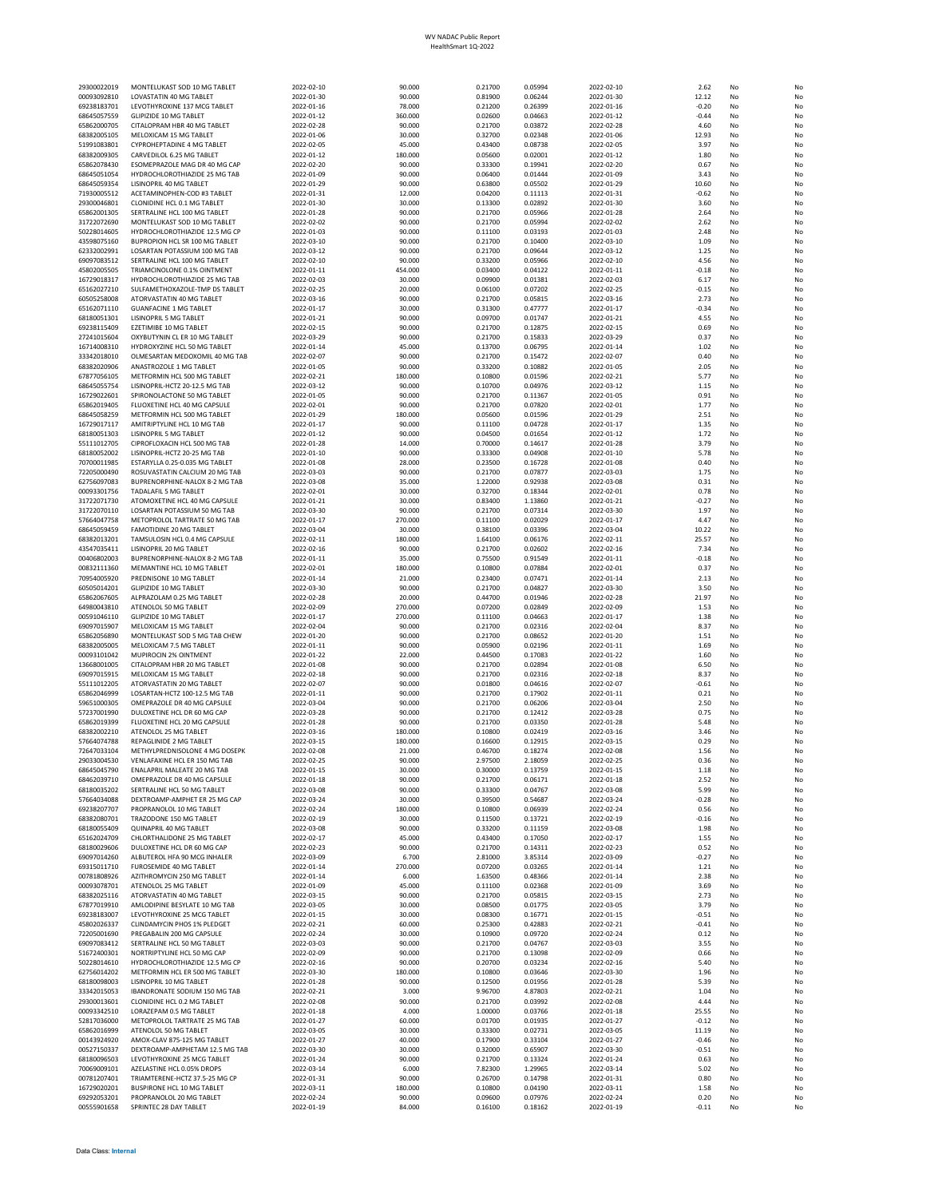WV NADAC Public Report
HealthSmart 1Q-2022

| | | | | | | | | | |
|---|---|---|---|---|---|---|---|---|---|
| 29300022019 | MONTELUKAST SOD 10 MG TABLET | 2022-02-10 | 90.000 | 0.21700 | 0.05994 | 2022-02-10 | 2.62 | No | No |
| 00093092810 | LOVASTATIN 40 MG TABLET | 2022-01-30 | 90.000 | 0.81900 | 0.06244 | 2022-01-30 | 12.12 | No | No |
| 69238183701 | LEVOTHYROXINE 137 MCG TABLET | 2022-01-16 | 78.000 | 0.21200 | 0.26399 | 2022-01-16 | -0.20 | No | No |
| 68645057559 | GLIPIZIDE 10 MG TABLET | 2022-01-12 | 360.000 | 0.02600 | 0.04663 | 2022-01-12 | -0.44 | No | No |
| 65862000705 | CITALOPRAM HBR 40 MG TABLET | 2022-02-28 | 90.000 | 0.21700 | 0.03872 | 2022-02-28 | 4.60 | No | No |
| 68382005105 | MELOXICAM 15 MG TABLET | 2022-01-06 | 30.000 | 0.32700 | 0.02348 | 2022-01-06 | 12.93 | No | No |
| 51991083801 | CYPROHEPTADINE 4 MG TABLET | 2022-02-05 | 45.000 | 0.43400 | 0.08738 | 2022-02-05 | 3.97 | No | No |
| 68382009305 | CARVEDILOL 6.25 MG TABLET | 2022-01-12 | 180.000 | 0.05600 | 0.02001 | 2022-01-12 | 1.80 | No | No |
| 65862078430 | ESOMEPRAZOLE MAG DR 40 MG CAP | 2022-02-20 | 90.000 | 0.33300 | 0.19941 | 2022-02-20 | 0.67 | No | No |
| 68645051054 | HYDROCHLOROTHIAZIDE 25 MG TAB | 2022-01-09 | 90.000 | 0.06400 | 0.01444 | 2022-01-09 | 3.43 | No | No |
| 68645059354 | LISINOPRIL 40 MG TABLET | 2022-01-29 | 90.000 | 0.63800 | 0.05502 | 2022-01-29 | 10.60 | No | No |
| 71930005512 | ACETAMINOPHEN-COD #3 TABLET | 2022-01-31 | 12.000 | 0.04200 | 0.11113 | 2022-01-31 | -0.62 | No | No |
| 29300046801 | CLONIDINE HCL 0.1 MG TABLET | 2022-01-30 | 30.000 | 0.13300 | 0.02892 | 2022-01-30 | 3.60 | No | No |
| 65862001305 | SERTRALINE HCL 100 MG TABLET | 2022-01-28 | 90.000 | 0.21700 | 0.05966 | 2022-01-28 | 2.64 | No | No |
| 31722072690 | MONTELUKAST SOD 10 MG TABLET | 2022-02-02 | 90.000 | 0.21700 | 0.05994 | 2022-02-02 | 2.62 | No | No |
| 50228014605 | HYDROCHLOROTHIAZIDE 12.5 MG CP | 2022-01-03 | 90.000 | 0.11100 | 0.03193 | 2022-01-03 | 2.48 | No | No |
| 43598075160 | BUPROPION HCL SR 100 MG TABLET | 2022-03-10 | 90.000 | 0.21700 | 0.10400 | 2022-03-10 | 1.09 | No | No |
| 62332002991 | LOSARTAN POTASSIUM 100 MG TAB | 2022-03-12 | 90.000 | 0.21700 | 0.09644 | 2022-03-12 | 1.25 | No | No |
| 69097083512 | SERTRALINE HCL 100 MG TABLET | 2022-02-10 | 90.000 | 0.33200 | 0.05966 | 2022-02-10 | 4.56 | No | No |
| 45802005505 | TRIAMCINOLONE 0.1% OINTMENT | 2022-01-11 | 454.000 | 0.03400 | 0.04122 | 2022-01-11 | -0.18 | No | No |
| 16729018317 | HYDROCHLOROTHIAZIDE 25 MG TAB | 2022-02-03 | 30.000 | 0.09900 | 0.01381 | 2022-02-03 | 6.17 | No | No |
| 65162027210 | SULFAMETHOXAZOLE-TMP DS TABLET | 2022-02-25 | 20.000 | 0.06100 | 0.07202 | 2022-02-25 | -0.15 | No | No |
| 60505258008 | ATORVASTATIN 40 MG TABLET | 2022-03-16 | 90.000 | 0.21700 | 0.05815 | 2022-03-16 | 2.73 | No | No |
| 65162071110 | GUANFACINE 1 MG TABLET | 2022-01-17 | 30.000 | 0.31300 | 0.47777 | 2022-01-17 | -0.34 | No | No |
| 68180051301 | LISINOPRIL 5 MG TABLET | 2022-01-21 | 90.000 | 0.09700 | 0.01747 | 2022-01-21 | 4.55 | No | No |
| 69238115409 | EZETIMIBE 10 MG TABLET | 2022-02-15 | 90.000 | 0.21700 | 0.12875 | 2022-02-15 | 0.69 | No | No |
| 27241015604 | OXYBUTYNIN CL ER 10 MG TABLET | 2022-03-29 | 90.000 | 0.21700 | 0.15833 | 2022-03-29 | 0.37 | No | No |
| 16714008310 | HYDROXYZINE HCL 50 MG TABLET | 2022-01-14 | 45.000 | 0.13700 | 0.06795 | 2022-01-14 | 1.02 | No | No |
| 33342018010 | OLMESARTAN MEDOXOMIL 40 MG TAB | 2022-02-07 | 90.000 | 0.21700 | 0.15472 | 2022-02-07 | 0.40 | No | No |
| 68382020906 | ANASTROZOLE 1 MG TABLET | 2022-01-05 | 90.000 | 0.33200 | 0.10882 | 2022-01-05 | 2.05 | No | No |
| 67877056105 | METFORMIN HCL 500 MG TABLET | 2022-02-21 | 180.000 | 0.10800 | 0.01596 | 2022-02-21 | 5.77 | No | No |
| 68645055754 | LISINOPRIL-HCTZ 20-12.5 MG TAB | 2022-03-12 | 90.000 | 0.10700 | 0.04976 | 2022-03-12 | 1.15 | No | No |
| 16729022601 | SPIRONOLACTONE 50 MG TABLET | 2022-01-05 | 90.000 | 0.21700 | 0.11367 | 2022-01-05 | 0.91 | No | No |
| 65862019405 | FLUOXETINE HCL 40 MG CAPSULE | 2022-02-01 | 90.000 | 0.21700 | 0.07820 | 2022-02-01 | 1.77 | No | No |
| 68645058259 | METFORMIN HCL 500 MG TABLET | 2022-01-29 | 180.000 | 0.05600 | 0.01596 | 2022-01-29 | 2.51 | No | No |
| 16729017117 | AMITRIPTYLINE HCL 10 MG TAB | 2022-01-17 | 90.000 | 0.11100 | 0.04728 | 2022-01-17 | 1.35 | No | No |
| 68180051303 | LISINOPRIL 5 MG TABLET | 2022-01-12 | 90.000 | 0.04500 | 0.01654 | 2022-01-12 | 1.72 | No | No |
| 55111012705 | CIPROFLOXACIN HCL 500 MG TAB | 2022-01-28 | 14.000 | 0.70000 | 0.14617 | 2022-01-28 | 3.79 | No | No |
| 68180052002 | LISINOPRIL-HCTZ 20-25 MG TAB | 2022-01-10 | 90.000 | 0.33300 | 0.04908 | 2022-01-10 | 5.78 | No | No |
| 70700011985 | ESTARYLLA 0.25-0.035 MG TABLET | 2022-01-08 | 28.000 | 0.23500 | 0.16728 | 2022-01-08 | 0.40 | No | No |
| 72205000490 | ROSUVASTATIN CALCIUM 20 MG TAB | 2022-03-03 | 90.000 | 0.21700 | 0.07877 | 2022-03-03 | 1.75 | No | No |
| 62756097083 | BUPRENORPHINE-NALOX 8-2 MG TAB | 2022-03-08 | 35.000 | 1.22000 | 0.92938 | 2022-03-08 | 0.31 | No | No |
| 00093301756 | TADALAFIL 5 MG TABLET | 2022-02-01 | 30.000 | 0.32700 | 0.18344 | 2022-02-01 | 0.78 | No | No |
| 31722071730 | ATOMOXETINE HCL 40 MG CAPSULE | 2022-01-21 | 30.000 | 0.83400 | 1.13860 | 2022-01-21 | -0.27 | No | No |
| 31722070110 | LOSARTAN POTASSIUM 50 MG TAB | 2022-03-30 | 90.000 | 0.21700 | 0.07314 | 2022-03-30 | 1.97 | No | No |
| 57664047758 | METOPROLOL TARTRATE 50 MG TAB | 2022-01-17 | 270.000 | 0.11100 | 0.02029 | 2022-01-17 | 4.47 | No | No |
| 68645059459 | FAMOTIDINE 20 MG TABLET | 2022-03-04 | 30.000 | 0.38100 | 0.03396 | 2022-03-04 | 10.22 | No | No |
| 68382013201 | TAMSULOSIN HCL 0.4 MG CAPSULE | 2022-02-11 | 180.000 | 1.64100 | 0.06176 | 2022-02-11 | 25.57 | No | No |
| 43547035411 | LISINOPRIL 20 MG TABLET | 2022-02-16 | 90.000 | 0.21700 | 0.02602 | 2022-02-16 | 7.34 | No | No |
| 00406802003 | BUPRENORPHINE-NALOX 8-2 MG TAB | 2022-01-11 | 35.000 | 0.75500 | 0.91549 | 2022-01-11 | -0.18 | No | No |
| 00832111360 | MEMANTINE HCL 10 MG TABLET | 2022-02-01 | 180.000 | 0.10800 | 0.07884 | 2022-02-01 | 0.37 | No | No |
| 70954005920 | PREDNISONE 10 MG TABLET | 2022-01-14 | 21.000 | 0.23400 | 0.07471 | 2022-01-14 | 2.13 | No | No |
| 60505014201 | GLIPIZIDE 10 MG TABLET | 2022-03-30 | 90.000 | 0.21700 | 0.04827 | 2022-03-30 | 3.50 | No | No |
| 65862067605 | ALPRAZOLAM 0.25 MG TABLET | 2022-02-28 | 20.000 | 0.44700 | 0.01946 | 2022-02-28 | 21.97 | No | No |
| 64980043810 | ATENOLOL 50 MG TABLET | 2022-02-09 | 270.000 | 0.07200 | 0.02849 | 2022-02-09 | 1.53 | No | No |
| 00591046110 | GLIPIZIDE 10 MG TABLET | 2022-01-17 | 270.000 | 0.11100 | 0.04663 | 2022-01-17 | 1.38 | No | No |
| 69097015907 | MELOXICAM 15 MG TABLET | 2022-02-04 | 90.000 | 0.21700 | 0.02316 | 2022-02-04 | 8.37 | No | No |
| 65862056890 | MONTELUKAST SOD 5 MG TAB CHEW | 2022-01-20 | 90.000 | 0.21700 | 0.08652 | 2022-01-20 | 1.51 | No | No |
| 68382005005 | MELOXICAM 7.5 MG TABLET | 2022-01-11 | 90.000 | 0.05900 | 0.02196 | 2022-01-11 | 1.69 | No | No |
| 00093101042 | MUPIROCIN 2% OINTMENT | 2022-01-22 | 22.000 | 0.44500 | 0.17083 | 2022-01-22 | 1.60 | No | No |
| 13668001005 | CITALOPRAM HBR 20 MG TABLET | 2022-01-08 | 90.000 | 0.21700 | 0.02894 | 2022-01-08 | 6.50 | No | No |
| 69097015915 | MELOXICAM 15 MG TABLET | 2022-02-18 | 90.000 | 0.21700 | 0.02316 | 2022-02-18 | 8.37 | No | No |
| 55111012205 | ATORVASTATIN 20 MG TABLET | 2022-02-07 | 90.000 | 0.01800 | 0.04616 | 2022-02-07 | -0.61 | No | No |
| 65862046999 | LOSARTAN-HCTZ 100-12.5 MG TAB | 2022-01-11 | 90.000 | 0.21700 | 0.17902 | 2022-01-11 | 0.21 | No | No |
| 59651000305 | OMEPRAZOLE DR 40 MG CAPSULE | 2022-03-04 | 90.000 | 0.21700 | 0.06206 | 2022-03-04 | 2.50 | No | No |
| 57237001990 | DULOXETINE HCL DR 60 MG CAP | 2022-03-28 | 90.000 | 0.21700 | 0.12412 | 2022-03-28 | 0.75 | No | No |
| 65862019399 | FLUOXETINE HCL 20 MG CAPSULE | 2022-01-28 | 90.000 | 0.21700 | 0.03350 | 2022-01-28 | 5.48 | No | No |
| 68382002210 | ATENOLOL 25 MG TABLET | 2022-03-16 | 180.000 | 0.10800 | 0.02419 | 2022-03-16 | 3.46 | No | No |
| 57664074788 | REPAGLINIDE 2 MG TABLET | 2022-03-15 | 180.000 | 0.16600 | 0.12915 | 2022-03-15 | 0.29 | No | No |
| 72647033104 | METHYLPREDNISOLONE 4 MG DOSEPK | 2022-02-08 | 21.000 | 0.46700 | 0.18274 | 2022-02-08 | 1.56 | No | No |
| 29033004530 | VENLAFAXINE HCL ER 150 MG TAB | 2022-02-25 | 90.000 | 2.97500 | 2.18059 | 2022-02-25 | 0.36 | No | No |
| 68645045790 | ENALAPRIL MALEATE 20 MG TAB | 2022-01-15 | 30.000 | 0.30000 | 0.13759 | 2022-01-15 | 1.18 | No | No |
| 68462039710 | OMEPRAZOLE DR 40 MG CAPSULE | 2022-01-18 | 90.000 | 0.21700 | 0.06171 | 2022-01-18 | 2.52 | No | No |
| 68180035202 | SERTRALINE HCL 50 MG TABLET | 2022-03-08 | 90.000 | 0.33300 | 0.04767 | 2022-03-08 | 5.99 | No | No |
| 57664034088 | DEXTROAMP-AMPHET ER 25 MG CAP | 2022-03-24 | 30.000 | 0.39500 | 0.54687 | 2022-03-24 | -0.28 | No | No |
| 69238207707 | PROPRANOLOL 10 MG TABLET | 2022-02-24 | 180.000 | 0.10800 | 0.06939 | 2022-02-24 | 0.56 | No | No |
| 68382080701 | TRAZODONE 150 MG TABLET | 2022-02-19 | 30.000 | 0.11500 | 0.13721 | 2022-02-19 | -0.16 | No | No |
| 68180055409 | QUINAPRIL 40 MG TABLET | 2022-03-08 | 90.000 | 0.33200 | 0.11159 | 2022-03-08 | 1.98 | No | No |
| 65162024709 | CHLORTHALIDONE 25 MG TABLET | 2022-02-17 | 45.000 | 0.43400 | 0.17050 | 2022-02-17 | 1.55 | No | No |
| 68180029606 | DULOXETINE HCL DR 60 MG CAP | 2022-02-23 | 90.000 | 0.21700 | 0.14311 | 2022-02-23 | 0.52 | No | No |
| 69097014260 | ALBUTEROL HFA 90 MCG INHALER | 2022-03-09 | 6.700 | 2.81000 | 3.85314 | 2022-03-09 | -0.27 | No | No |
| 69315011710 | FUROSEMIDE 40 MG TABLET | 2022-01-14 | 270.000 | 0.07200 | 0.03265 | 2022-01-14 | 1.21 | No | No |
| 00781808926 | AZITHROMYCIN 250 MG TABLET | 2022-01-14 | 6.000 | 1.63500 | 0.48366 | 2022-01-14 | 2.38 | No | No |
| 00093078701 | ATENOLOL 25 MG TABLET | 2022-01-09 | 45.000 | 0.11100 | 0.02368 | 2022-01-09 | 3.69 | No | No |
| 68382025116 | ATORVASTATIN 40 MG TABLET | 2022-03-15 | 90.000 | 0.21700 | 0.05815 | 2022-03-15 | 2.73 | No | No |
| 67877019910 | AMLODIPINE BESYLATE 10 MG TAB | 2022-03-05 | 30.000 | 0.08500 | 0.01775 | 2022-03-05 | 3.79 | No | No |
| 69238183007 | LEVOTHYROXINE 25 MCG TABLET | 2022-01-15 | 30.000 | 0.08300 | 0.16771 | 2022-01-15 | -0.51 | No | No |
| 45802026337 | CLINDAMYCIN PHOS 1% PLEDGET | 2022-02-21 | 60.000 | 0.25300 | 0.42883 | 2022-02-21 | -0.41 | No | No |
| 72205001690 | PREGABALIN 200 MG CAPSULE | 2022-02-24 | 30.000 | 0.10900 | 0.09720 | 2022-02-24 | 0.12 | No | No |
| 69097083412 | SERTRALINE HCL 50 MG TABLET | 2022-03-03 | 90.000 | 0.21700 | 0.04767 | 2022-03-03 | 3.55 | No | No |
| 51672400301 | NORTRIPTYLINE HCL 50 MG CAP | 2022-02-09 | 90.000 | 0.21700 | 0.13098 | 2022-02-09 | 0.66 | No | No |
| 50228014610 | HYDROCHLOROTHIAZIDE 12.5 MG CP | 2022-02-16 | 90.000 | 0.20700 | 0.03234 | 2022-02-16 | 5.40 | No | No |
| 62756014202 | METFORMIN HCL ER 500 MG TABLET | 2022-03-30 | 180.000 | 0.10800 | 0.03646 | 2022-03-30 | 1.96 | No | No |
| 68180098003 | LISINOPRIL 10 MG TABLET | 2022-01-28 | 90.000 | 0.12500 | 0.01956 | 2022-01-28 | 5.39 | No | No |
| 33342015053 | IBANDRONATE SODIUM 150 MG TAB | 2022-02-21 | 3.000 | 9.96700 | 4.87803 | 2022-02-21 | 1.04 | No | No |
| 29300013601 | CLONIDINE HCL 0.2 MG TABLET | 2022-02-08 | 90.000 | 0.21700 | 0.03992 | 2022-02-08 | 4.44 | No | No |
| 00093342510 | LORAZEPAM 0.5 MG TABLET | 2022-01-18 | 4.000 | 1.00000 | 0.03766 | 2022-01-18 | 25.55 | No | No |
| 52817036000 | METOPROLOL TARTRATE 25 MG TAB | 2022-01-27 | 60.000 | 0.01700 | 0.01935 | 2022-01-27 | -0.12 | No | No |
| 65862016999 | ATENOLOL 50 MG TABLET | 2022-03-05 | 30.000 | 0.33300 | 0.02731 | 2022-03-05 | 11.19 | No | No |
| 00143924920 | AMOX-CLAV 875-125 MG TABLET | 2022-01-27 | 40.000 | 0.17900 | 0.33104 | 2022-01-27 | -0.46 | No | No |
| 00527150337 | DEXTROAMP-AMPHETAM 12.5 MG TAB | 2022-03-30 | 30.000 | 0.32000 | 0.65907 | 2022-03-30 | -0.51 | No | No |
| 68180096503 | LEVOTHYROXINE 25 MCG TABLET | 2022-01-24 | 90.000 | 0.21700 | 0.13324 | 2022-01-24 | 0.63 | No | No |
| 70069009101 | AZELASTINE HCL 0.05% DROPS | 2022-03-14 | 6.000 | 7.82300 | 1.29965 | 2022-03-14 | 5.02 | No | No |
| 00781207401 | TRIAMTERENE-HCTZ 37.5-25 MG CP | 2022-01-31 | 90.000 | 0.26700 | 0.14798 | 2022-01-31 | 0.80 | No | No |
| 16729020201 | BUSPIRONE HCL 10 MG TABLET | 2022-03-11 | 180.000 | 0.10800 | 0.04190 | 2022-03-11 | 1.58 | No | No |
| 69292053201 | PROPRANOLOL 20 MG TABLET | 2022-02-24 | 90.000 | 0.09600 | 0.07976 | 2022-02-24 | 0.20 | No | No |
| 00555901658 | SPRINTEC 28 DAY TABLET | 2022-01-19 | 84.000 | 0.16100 | 0.18162 | 2022-01-19 | -0.11 | No | No |

Data Class: **Internal**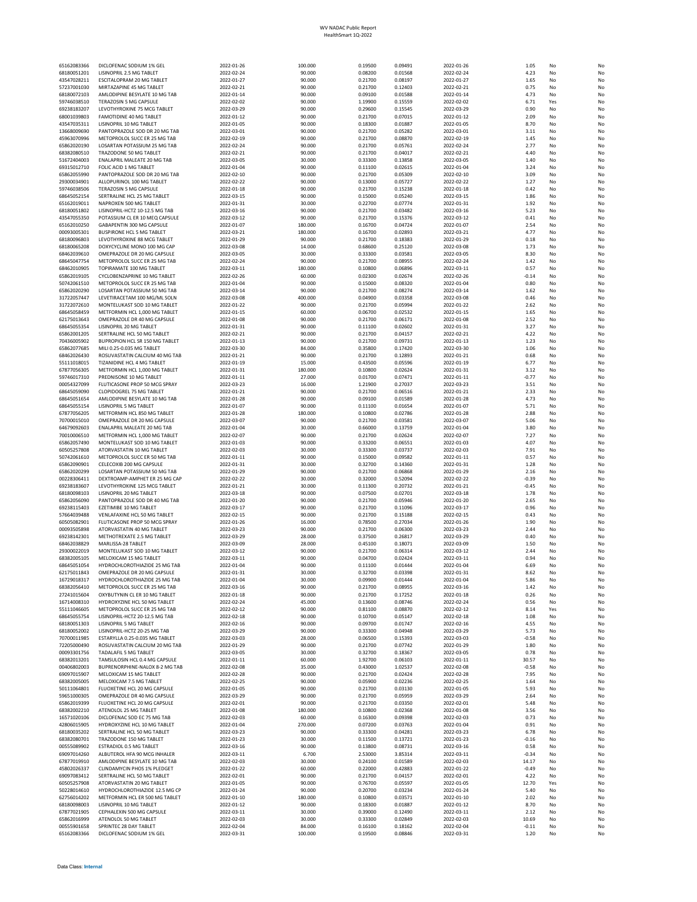WV NADAC Public Report
HealthSmart 1Q-2022

| | | | | | | | | | |
|---|---|---|---|---|---|---|---|---|---|
| 65162083366 | DICLOFENAC SODIUM 1% GEL | 2022-01-26 | 100.000 | 0.19500 | 0.09491 | 2022-01-26 | 1.05 | No | No |
| 68180051201 | LISINOPRIL 2.5 MG TABLET | 2022-02-24 | 90.000 | 0.08200 | 0.01568 | 2022-02-24 | 4.23 | No | No |
| 43547028211 | ESCITALOPRAM 20 MG TABLET | 2022-01-27 | 90.000 | 0.21700 | 0.08197 | 2022-01-27 | 1.65 | No | No |
| 57237001030 | MIRTAZAPINE 45 MG TABLET | 2022-02-21 | 90.000 | 0.21700 | 0.12403 | 2022-02-21 | 0.75 | No | No |
| 68180072103 | AMLODIPINE BESYLATE 10 MG TAB | 2022-01-14 | 90.000 | 0.09100 | 0.01588 | 2022-01-14 | 4.73 | No | No |
| 59746038510 | TERAZOSIN 5 MG CAPSULE | 2022-02-02 | 90.000 | 1.19900 | 0.15559 | 2022-02-02 | 6.71 | Yes | No |
| 69238183207 | LEVOTHYROXINE 75 MCG TABLET | 2022-03-29 | 90.000 | 0.29600 | 0.15545 | 2022-03-29 | 0.90 | No | No |
| 68001039803 | FAMOTIDINE 40 MG TABLET | 2022-01-12 | 90.000 | 0.21700 | 0.07015 | 2022-01-12 | 2.09 | No | No |
| 43547035311 | LISINOPRIL 10 MG TABLET | 2022-01-05 | 90.000 | 0.18300 | 0.01887 | 2022-01-05 | 8.70 | No | No |
| 13668009690 | PANTOPRAZOLE SOD DR 20 MG TAB | 2022-03-01 | 90.000 | 0.21700 | 0.05282 | 2022-03-01 | 3.11 | No | No |
| 45963070996 | METOPROLOL SUCC ER 25 MG TAB | 2022-02-19 | 90.000 | 0.21700 | 0.08870 | 2022-02-19 | 1.45 | No | No |
| 65862020190 | LOSARTAN POTASSIUM 25 MG TAB | 2022-02-24 | 90.000 | 0.21700 | 0.05761 | 2022-02-24 | 2.77 | No | No |
| 68382080510 | TRAZODONE 50 MG TABLET | 2022-02-21 | 90.000 | 0.21700 | 0.04017 | 2022-02-21 | 4.40 | No | No |
| 51672404003 | ENALAPRIL MALEATE 20 MG TAB | 2022-03-05 | 30.000 | 0.33300 | 0.13858 | 2022-03-05 | 1.40 | No | No |
| 69315012710 | FOLIC ACID 1 MG TABLET | 2022-01-04 | 90.000 | 0.11100 | 0.02615 | 2022-01-04 | 3.24 | No | No |
| 65862055990 | PANTOPRAZOLE SOD DR 20 MG TAB | 2022-02-10 | 90.000 | 0.21700 | 0.05309 | 2022-02-10 | 3.09 | No | No |
| 29300034901 | ALLOPURINOL 100 MG TABLET | 2022-02-22 | 90.000 | 0.13000 | 0.05727 | 2022-02-22 | 1.27 | No | No |
| 59746038506 | TERAZOSIN 5 MG CAPSULE | 2022-01-18 | 90.000 | 0.21700 | 0.15238 | 2022-01-18 | 0.42 | No | No |
| 68645052154 | SERTRALINE HCL 25 MG TABLET | 2022-03-15 | 90.000 | 0.15000 | 0.05240 | 2022-03-15 | 1.86 | No | No |
| 65162019011 | NAPROXEN 500 MG TABLET | 2022-01-31 | 30.000 | 0.22700 | 0.07774 | 2022-01-31 | 1.92 | No | No |
| 68180051802 | LISINOPRIL-HCTZ 10-12.5 MG TAB | 2022-03-16 | 90.000 | 0.21700 | 0.03482 | 2022-03-16 | 5.23 | No | No |
| 43547055350 | POTASSIUM CL ER 10 MEQ CAPSULE | 2022-03-12 | 90.000 | 0.21700 | 0.15376 | 2022-03-12 | 0.41 | No | No |
| 65162010250 | GABAPENTIN 300 MG CAPSULE | 2022-01-07 | 180.000 | 0.16700 | 0.04724 | 2022-01-07 | 2.54 | No | No |
| 00093005301 | BUSPIRONE HCL 5 MG TABLET | 2022-03-21 | 180.000 | 0.16700 | 0.02893 | 2022-03-21 | 4.77 | No | No |
| 68180096803 | LEVOTHYROXINE 88 MCG TABLET | 2022-01-29 | 90.000 | 0.21700 | 0.18383 | 2022-01-29 | 0.18 | No | No |
| 68180065208 | DOXYCYCLINE MONO 100 MG CAP | 2022-03-08 | 14.000 | 0.68600 | 0.25120 | 2022-03-08 | 1.73 | No | No |
| 68462039610 | OMEPRAZOLE DR 20 MG CAPSULE | 2022-03-05 | 30.000 | 0.33300 | 0.03581 | 2022-03-05 | 8.30 | No | No |
| 68645047754 | METOPROLOL SUCC ER 25 MG TAB | 2022-02-24 | 90.000 | 0.21700 | 0.08955 | 2022-02-24 | 1.42 | No | No |
| 68462010905 | TOPIRAMATE 100 MG TABLET | 2022-03-11 | 180.000 | 0.10800 | 0.06896 | 2022-03-11 | 0.57 | No | No |
| 65862019105 | CYCLOBENZAPRINE 10 MG TABLET | 2022-02-26 | 60.000 | 0.02300 | 0.02674 | 2022-02-26 | -0.14 | No | No |
| 50742061510 | METOPROLOL SUCC ER 25 MG TAB | 2022-01-04 | 90.000 | 0.15000 | 0.08320 | 2022-01-04 | 0.80 | No | No |
| 65862020290 | LOSARTAN POTASSIUM 50 MG TAB | 2022-03-14 | 90.000 | 0.21700 | 0.08274 | 2022-03-14 | 1.62 | No | No |
| 31722057447 | LEVETIRACETAM 100 MG/ML SOLN | 2022-03-08 | 400.000 | 0.04900 | 0.03358 | 2022-03-08 | 0.46 | No | No |
| 31722072610 | MONTELUKAST SOD 10 MG TABLET | 2022-01-22 | 90.000 | 0.21700 | 0.05994 | 2022-01-22 | 2.62 | No | No |
| 68645058459 | METFORMIN HCL 1,000 MG TABLET | 2022-01-15 | 60.000 | 0.06700 | 0.02532 | 2022-01-15 | 1.65 | No | No |
| 62175013643 | OMEPRAZOLE DR 40 MG CAPSULE | 2022-01-08 | 90.000 | 0.21700 | 0.06171 | 2022-01-08 | 2.52 | No | No |
| 68645055354 | LISINOPRIL 20 MG TABLET | 2022-01-31 | 90.000 | 0.11100 | 0.02602 | 2022-01-31 | 3.27 | No | No |
| 65862001205 | SERTRALINE HCL 50 MG TABLET | 2022-02-21 | 90.000 | 0.21700 | 0.04157 | 2022-02-21 | 4.22 | No | No |
| 70436005902 | BUPROPION HCL SR 150 MG TABLET | 2022-01-13 | 90.000 | 0.21700 | 0.09731 | 2022-01-13 | 1.23 | No | No |
| 65862077685 | MILI 0.25-0.035 MG TABLET | 2022-03-30 | 84.000 | 0.35800 | 0.17420 | 2022-03-30 | 1.06 | No | No |
| 68462026430 | ROSUVASTATIN CALCIUM 40 MG TAB | 2022-01-21 | 90.000 | 0.21700 | 0.12893 | 2022-01-21 | 0.68 | No | No |
| 55111018015 | TIZANIDINE HCL 4 MG TABLET | 2022-01-19 | 15.000 | 0.43500 | 0.05596 | 2022-01-19 | 6.77 | No | No |
| 67877056305 | METFORMIN HCL 1,000 MG TABLET | 2022-01-31 | 180.000 | 0.10800 | 0.02624 | 2022-01-31 | 3.12 | No | No |
| 59746017310 | PREDNISONE 10 MG TABLET | 2022-01-11 | 27.000 | 0.01700 | 0.07471 | 2022-01-11 | -0.77 | No | No |
| 00054327099 | FLUTICASONE PROP 50 MCG SPRAY | 2022-03-23 | 16.000 | 1.21900 | 0.27037 | 2022-03-23 | 3.51 | No | No |
| 68645059090 | CLOPIDOGREL 75 MG TABLET | 2022-01-21 | 90.000 | 0.21700 | 0.06516 | 2022-01-21 | 2.33 | No | No |
| 68645051654 | AMLODIPINE BESYLATE 10 MG TAB | 2022-01-28 | 90.000 | 0.09100 | 0.01589 | 2022-01-28 | 4.73 | No | No |
| 68645055154 | LISINOPRIL 5 MG TABLET | 2022-01-07 | 90.000 | 0.11100 | 0.01654 | 2022-01-07 | 5.71 | No | No |
| 67877056705 | METFORMIN HCL 850 MG TABLET | 2022-01-28 | 180.000 | 0.10800 | 0.02786 | 2022-01-28 | 2.88 | No | No |
| 70700015010 | OMEPRAZOLE DR 20 MG CAPSULE | 2022-03-07 | 90.000 | 0.21700 | 0.03581 | 2022-03-07 | 5.06 | No | No |
| 64679092603 | ENALAPRIL MALEATE 20 MG TAB | 2022-01-04 | 30.000 | 0.66000 | 0.13759 | 2022-01-04 | 3.80 | No | No |
| 70010006510 | METFORMIN HCL 1,000 MG TABLET | 2022-02-07 | 90.000 | 0.21700 | 0.02624 | 2022-02-07 | 7.27 | No | No |
| 65862057490 | MONTELUKAST SOD 10 MG TABLET | 2022-01-03 | 90.000 | 0.33200 | 0.06551 | 2022-01-03 | 4.07 | No | No |
| 60505257808 | ATORVASTATIN 10 MG TABLET | 2022-02-03 | 30.000 | 0.33300 | 0.03737 | 2022-02-03 | 7.91 | No | No |
| 50742061610 | METOPROLOL SUCC ER 50 MG TAB | 2022-01-11 | 90.000 | 0.15000 | 0.09582 | 2022-01-11 | 0.57 | No | No |
| 65862090901 | CELECOXIB 200 MG CAPSULE | 2022-01-31 | 30.000 | 0.32700 | 0.14360 | 2022-01-31 | 1.28 | No | No |
| 65862020299 | LOSARTAN POTASSIUM 50 MG TAB | 2022-01-29 | 90.000 | 0.21700 | 0.06868 | 2022-01-29 | 2.16 | No | No |
| 00228306411 | DEXTROAMP-AMPHET ER 25 MG CAP | 2022-02-22 | 30.000 | 0.32000 | 0.52094 | 2022-02-22 | -0.39 | No | No |
| 69238183607 | LEVOTHYROXINE 125 MCG TABLET | 2022-01-21 | 30.000 | 0.11300 | 0.20732 | 2022-01-21 | -0.45 | No | No |
| 68180098103 | LISINOPRIL 20 MG TABLET | 2022-03-18 | 90.000 | 0.07500 | 0.02701 | 2022-03-18 | 1.78 | No | No |
| 65862056090 | PANTOPRAZOLE SOD DR 40 MG TAB | 2022-01-20 | 90.000 | 0.21700 | 0.05946 | 2022-01-20 | 2.65 | No | No |
| 69238115403 | EZETIMIBE 10 MG TABLET | 2022-03-17 | 90.000 | 0.21700 | 0.11096 | 2022-03-17 | 0.96 | No | No |
| 57664039488 | VENLAFAXINE HCL 50 MG TABLET | 2022-02-15 | 90.000 | 0.21700 | 0.15188 | 2022-02-15 | 0.43 | No | No |
| 60505082901 | FLUTICASONE PROP 50 MCG SPRAY | 2022-01-26 | 16.000 | 0.78500 | 0.27034 | 2022-01-26 | 1.90 | No | No |
| 00093505898 | ATORVASTATIN 40 MG TABLET | 2022-03-23 | 90.000 | 0.21700 | 0.06300 | 2022-03-23 | 2.44 | No | No |
| 69238142301 | METHOTREXATE 2.5 MG TABLET | 2022-03-29 | 28.000 | 0.37500 | 0.26817 | 2022-03-29 | 0.40 | No | No |
| 68462038829 | MARLISSA-28 TABLET | 2022-03-09 | 28.000 | 0.45100 | 0.18071 | 2022-03-09 | 1.50 | No | No |
| 29300022019 | MONTELUKAST SOD 10 MG TABLET | 2022-03-12 | 90.000 | 0.21700 | 0.06314 | 2022-03-12 | 2.44 | No | No |
| 68382005105 | MELOXICAM 15 MG TABLET | 2022-03-11 | 90.000 | 0.04700 | 0.02424 | 2022-03-11 | 0.94 | No | No |
| 68645051054 | HYDROCHLOROTHIAZIDE 25 MG TAB | 2022-01-04 | 90.000 | 0.11100 | 0.01444 | 2022-01-04 | 6.69 | No | No |
| 62175011843 | OMEPRAZOLE DR 20 MG CAPSULE | 2022-01-31 | 30.000 | 0.32700 | 0.03398 | 2022-01-31 | 8.62 | No | No |
| 16729018317 | HYDROCHLOROTHIAZIDE 25 MG TAB | 2022-01-04 | 30.000 | 0.09900 | 0.01444 | 2022-01-04 | 5.86 | No | No |
| 68382056410 | METOPROLOL SUCC ER 25 MG TAB | 2022-03-16 | 90.000 | 0.21700 | 0.08955 | 2022-03-16 | 1.42 | No | No |
| 27241015604 | OXYBUTYNIN CL ER 10 MG TABLET | 2022-01-18 | 90.000 | 0.21700 | 0.17252 | 2022-01-18 | 0.26 | No | No |
| 16714008310 | HYDROXYZINE HCL 50 MG TABLET | 2022-02-24 | 45.000 | 0.13600 | 0.08746 | 2022-02-24 | 0.56 | No | No |
| 55111046605 | METOPROLOL SUCC ER 25 MG TAB | 2022-02-12 | 90.000 | 0.81100 | 0.08870 | 2022-02-12 | 8.14 | Yes | No |
| 68645055754 | LISINOPRIL-HCTZ 20-12.5 MG TAB | 2022-02-18 | 90.000 | 0.10700 | 0.05147 | 2022-02-18 | 1.08 | No | No |
| 68180051303 | LISINOPRIL 5 MG TABLET | 2022-02-16 | 90.000 | 0.09700 | 0.01747 | 2022-02-16 | 4.55 | No | No |
| 68180052002 | LISINOPRIL-HCTZ 20-25 MG TAB | 2022-03-29 | 90.000 | 0.33300 | 0.04948 | 2022-03-29 | 5.73 | No | No |
| 70700011985 | ESTARYLLA 0.25-0.035 MG TABLET | 2022-03-03 | 28.000 | 0.06500 | 0.15393 | 2022-03-03 | -0.58 | No | No |
| 72205000490 | ROSUVASTATIN CALCIUM 20 MG TAB | 2022-01-29 | 90.000 | 0.21700 | 0.07742 | 2022-01-29 | 1.80 | No | No |
| 00093301756 | TADALAFIL 5 MG TABLET | 2022-03-05 | 30.000 | 0.32700 | 0.18367 | 2022-03-05 | 0.78 | No | No |
| 68382013201 | TAMSULOSIN HCL 0.4 MG CAPSULE | 2022-01-11 | 60.000 | 1.92700 | 0.06103 | 2022-01-11 | 30.57 | No | No |
| 00406802003 | BUPRENORPHINE-NALOX 8-2 MG TAB | 2022-02-08 | 35.000 | 0.43000 | 1.02537 | 2022-02-08 | -0.58 | No | No |
| 69097015907 | MELOXICAM 15 MG TABLET | 2022-02-28 | 90.000 | 0.21700 | 0.02424 | 2022-02-28 | 7.95 | No | No |
| 68382005005 | MELOXICAM 7.5 MG TABLET | 2022-02-25 | 90.000 | 0.05900 | 0.02236 | 2022-02-25 | 1.64 | No | No |
| 50111064801 | FLUOXETINE HCL 20 MG CAPSULE | 2022-01-05 | 90.000 | 0.21700 | 0.03130 | 2022-01-05 | 5.93 | No | No |
| 59651000305 | OMEPRAZOLE DR 40 MG CAPSULE | 2022-03-29 | 90.000 | 0.21700 | 0.05959 | 2022-03-29 | 2.64 | No | No |
| 65862019399 | FLUOXETINE HCL 20 MG CAPSULE | 2022-02-01 | 90.000 | 0.21700 | 0.03350 | 2022-02-01 | 5.48 | No | No |
| 68382002210 | ATENOLOL 25 MG TABLET | 2022-01-08 | 180.000 | 0.10800 | 0.02368 | 2022-01-08 | 3.56 | No | No |
| 16571020106 | DICLOFENAC SOD EC 75 MG TAB | 2022-02-03 | 60.000 | 0.16300 | 0.09398 | 2022-02-03 | 0.73 | No | No |
| 42806015905 | HYDROXYZINE HCL 10 MG TABLET | 2022-01-04 | 270.000 | 0.07200 | 0.03763 | 2022-01-04 | 0.91 | No | No |
| 68180035202 | SERTRALINE HCL 50 MG TABLET | 2022-03-23 | 90.000 | 0.33300 | 0.04281 | 2022-03-23 | 6.78 | No | No |
| 68382080701 | TRAZODONE 150 MG TABLET | 2022-01-23 | 30.000 | 0.11500 | 0.13721 | 2022-01-23 | -0.16 | No | No |
| 00555089902 | ESTRADIOL 0.5 MG TABLET | 2022-03-16 | 90.000 | 0.13800 | 0.08731 | 2022-03-16 | 0.58 | No | No |
| 69097014260 | ALBUTEROL HFA 90 MCG INHALER | 2022-03-11 | 6.700 | 2.53000 | 3.85314 | 2022-03-11 | -0.34 | No | No |
| 67877019910 | AMLODIPINE BESYLATE 10 MG TAB | 2022-02-03 | 30.000 | 0.24100 | 0.01589 | 2022-02-03 | 14.17 | No | No |
| 45802026337 | CLINDAMYCIN PHOS 1% PLEDGET | 2022-01-22 | 60.000 | 0.22000 | 0.42883 | 2022-01-22 | -0.49 | No | No |
| 69097083412 | SERTRALINE HCL 50 MG TABLET | 2022-02-01 | 90.000 | 0.21700 | 0.04157 | 2022-02-01 | 4.22 | No | No |
| 60505257908 | ATORVASTATIN 20 MG TABLET | 2022-01-05 | 90.000 | 0.76700 | 0.05597 | 2022-01-05 | 12.70 | Yes | No |
| 50228014610 | HYDROCHLOROTHIAZIDE 12.5 MG CP | 2022-01-24 | 90.000 | 0.20700 | 0.03234 | 2022-01-24 | 5.40 | No | No |
| 62756014202 | METFORMIN HCL ER 500 MG TABLET | 2022-01-10 | 180.000 | 0.10800 | 0.03571 | 2022-01-10 | 2.02 | No | No |
| 68180098003 | LISINOPRIL 10 MG TABLET | 2022-01-12 | 90.000 | 0.18300 | 0.01887 | 2022-01-12 | 8.70 | No | No |
| 67877021905 | CEPHALEXIN 500 MG CAPSULE | 2022-03-11 | 30.000 | 0.39000 | 0.12490 | 2022-03-11 | 2.12 | No | No |
| 65862016999 | ATENOLOL 50 MG TABLET | 2022-02-03 | 30.000 | 0.33300 | 0.02849 | 2022-02-03 | 10.69 | No | No |
| 00555901658 | SPRINTEC 28 DAY TABLET | 2022-02-04 | 84.000 | 0.16100 | 0.18162 | 2022-02-04 | -0.11 | No | No |
| 65162083366 | DICLOFENAC SODIUM 1% GEL | 2022-03-31 | 100.000 | 0.19500 | 0.08846 | 2022-03-31 | 1.20 | No | No |

Data Class: Internal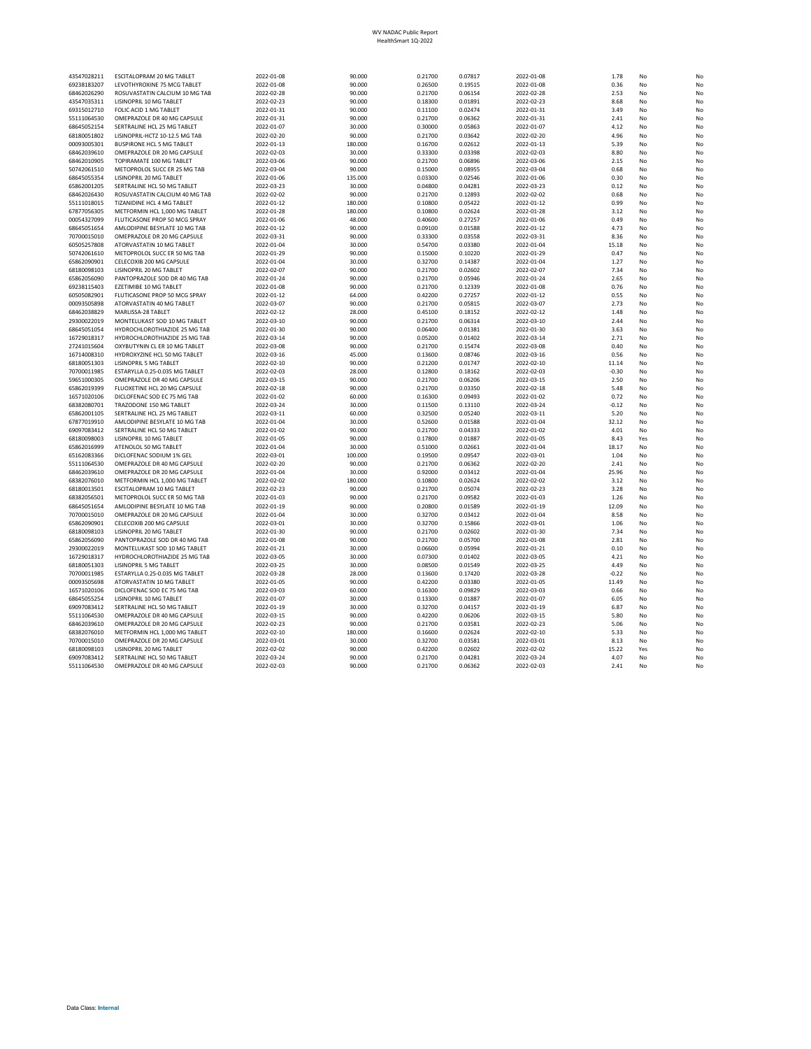WV NADAC Public Report
HealthSmart 1Q-2022

| | | | | | | | | | | |
|---|---|---|---|---|---|---|---|---|---|---|
| 43547028211 | ESCITALOPRAM 20 MG TABLET | 2022-01-08 | 90.000 | 0.21700 | 0.07817 | 2022-01-08 | 1.78 | No | No |
| 69238183207 | LEVOTHYROXINE 75 MCG TABLET | 2022-01-08 | 90.000 | 0.26500 | 0.19515 | 2022-01-08 | 0.36 | No | No |
| 68462026290 | ROSUVASTATIN CALCIUM 10 MG TAB | 2022-02-28 | 90.000 | 0.21700 | 0.06154 | 2022-02-28 | 2.53 | No | No |
| 43547035311 | LISINOPRIL 10 MG TABLET | 2022-02-23 | 90.000 | 0.18300 | 0.01891 | 2022-02-23 | 8.68 | No | No |
| 69315012710 | FOLIC ACID 1 MG TABLET | 2022-01-31 | 90.000 | 0.11100 | 0.02474 | 2022-01-31 | 3.49 | No | No |
| 55111064530 | OMEPRAZOLE DR 40 MG CAPSULE | 2022-01-31 | 90.000 | 0.21700 | 0.06362 | 2022-01-31 | 2.41 | No | No |
| 68645052154 | SERTRALINE HCL 25 MG TABLET | 2022-01-07 | 30.000 | 0.30000 | 0.05863 | 2022-01-07 | 4.12 | No | No |
| 68180051802 | LISINOPRIL-HCTZ 10-12.5 MG TAB | 2022-02-20 | 90.000 | 0.21700 | 0.03642 | 2022-02-20 | 4.96 | No | No |
| 00093005301 | BUSPIRONE HCL 5 MG TABLET | 2022-01-13 | 180.000 | 0.16700 | 0.02612 | 2022-01-13 | 5.39 | No | No |
| 68462039610 | OMEPRAZOLE DR 20 MG CAPSULE | 2022-02-03 | 30.000 | 0.33300 | 0.03398 | 2022-02-03 | 8.80 | No | No |
| 68462010905 | TOPIRAMATE 100 MG TABLET | 2022-03-06 | 90.000 | 0.21700 | 0.06896 | 2022-03-06 | 2.15 | No | No |
| 50742061510 | METOPROLOL SUCC ER 25 MG TAB | 2022-03-04 | 90.000 | 0.15000 | 0.08955 | 2022-03-04 | 0.68 | No | No |
| 68645055354 | LISINOPRIL 20 MG TABLET | 2022-01-06 | 135.000 | 0.03300 | 0.02546 | 2022-01-06 | 0.30 | No | No |
| 65862001205 | SERTRALINE HCL 50 MG TABLET | 2022-03-23 | 30.000 | 0.04800 | 0.04281 | 2022-03-23 | 0.12 | No | No |
| 68462026430 | ROSUVASTATIN CALCIUM 40 MG TAB | 2022-02-02 | 90.000 | 0.21700 | 0.12893 | 2022-02-02 | 0.68 | No | No |
| 55111018015 | TIZANIDINE HCL 4 MG TABLET | 2022-01-12 | 180.000 | 0.10800 | 0.05422 | 2022-01-12 | 0.99 | No | No |
| 67877056305 | METFORMIN HCL 1,000 MG TABLET | 2022-01-28 | 180.000 | 0.10800 | 0.02624 | 2022-01-28 | 3.12 | No | No |
| 00054327099 | FLUTICASONE PROP 50 MCG SPRAY | 2022-01-06 | 48.000 | 0.40600 | 0.27257 | 2022-01-06 | 0.49 | No | No |
| 68645051654 | AMLODIPINE BESYLATE 10 MG TAB | 2022-01-12 | 90.000 | 0.09100 | 0.01588 | 2022-01-12 | 4.73 | No | No |
| 70700015010 | OMEPRAZOLE DR 20 MG CAPSULE | 2022-03-31 | 90.000 | 0.33300 | 0.03558 | 2022-03-31 | 8.36 | No | No |
| 60505257808 | ATORVASTATIN 10 MG TABLET | 2022-01-04 | 30.000 | 0.54700 | 0.03380 | 2022-01-04 | 15.18 | No | No |
| 50742061610 | METOPROLOL SUCC ER 50 MG TAB | 2022-01-29 | 90.000 | 0.15000 | 0.10220 | 2022-01-29 | 0.47 | No | No |
| 65862090901 | CELECOXIB 200 MG CAPSULE | 2022-01-04 | 30.000 | 0.32700 | 0.14387 | 2022-01-04 | 1.27 | No | No |
| 68180098103 | LISINOPRIL 20 MG TABLET | 2022-02-07 | 90.000 | 0.21700 | 0.02602 | 2022-02-07 | 7.34 | No | No |
| 65862056090 | PANTOPRAZOLE SOD DR 40 MG TAB | 2022-01-24 | 90.000 | 0.21700 | 0.05946 | 2022-01-24 | 2.65 | No | No |
| 69238115403 | EZETIMIBE 10 MG TABLET | 2022-01-08 | 90.000 | 0.21700 | 0.12339 | 2022-01-08 | 0.76 | No | No |
| 60505082901 | FLUTICASONE PROP 50 MCG SPRAY | 2022-01-12 | 64.000 | 0.42200 | 0.27257 | 2022-01-12 | 0.55 | No | No |
| 00093505898 | ATORVASTATIN 40 MG TABLET | 2022-03-07 | 90.000 | 0.21700 | 0.05815 | 2022-03-07 | 2.73 | No | No |
| 68462038829 | MARLISSA-28 TABLET | 2022-02-12 | 28.000 | 0.45100 | 0.18152 | 2022-02-12 | 1.48 | No | No |
| 29300022019 | MONTELUKAST SOD 10 MG TABLET | 2022-03-10 | 90.000 | 0.21700 | 0.06314 | 2022-03-10 | 2.44 | No | No |
| 68645051054 | HYDROCHLOROTHIAZIDE 25 MG TAB | 2022-01-30 | 90.000 | 0.06400 | 0.01381 | 2022-01-30 | 3.63 | No | No |
| 16729018317 | HYDROCHLOROTHIAZIDE 25 MG TAB | 2022-03-14 | 90.000 | 0.05200 | 0.01402 | 2022-03-14 | 2.71 | No | No |
| 27241015604 | OXYBUTYNIN CL ER 10 MG TABLET | 2022-03-08 | 90.000 | 0.21700 | 0.15474 | 2022-03-08 | 0.40 | No | No |
| 16714008310 | HYDROXYZINE HCL 50 MG TABLET | 2022-03-16 | 45.000 | 0.13600 | 0.08746 | 2022-03-16 | 0.56 | No | No |
| 68180051303 | LISINOPRIL 5 MG TABLET | 2022-02-10 | 90.000 | 0.21200 | 0.01747 | 2022-02-10 | 11.14 | No | No |
| 70700011985 | ESTARYLLA 0.25-0.035 MG TABLET | 2022-02-03 | 28.000 | 0.12800 | 0.18162 | 2022-02-03 | -0.30 | No | No |
| 59651000305 | OMEPRAZOLE DR 40 MG CAPSULE | 2022-03-15 | 90.000 | 0.21700 | 0.06206 | 2022-03-15 | 2.50 | No | No |
| 65862019399 | FLUOXETINE HCL 20 MG CAPSULE | 2022-02-18 | 90.000 | 0.21700 | 0.03350 | 2022-02-18 | 5.48 | No | No |
| 16571020106 | DICLOFENAC SOD EC 75 MG TAB | 2022-01-02 | 60.000 | 0.16300 | 0.09493 | 2022-01-02 | 0.72 | No | No |
| 68382080701 | TRAZODONE 150 MG TABLET | 2022-03-24 | 30.000 | 0.11500 | 0.13110 | 2022-03-24 | -0.12 | No | No |
| 65862001105 | SERTRALINE HCL 25 MG TABLET | 2022-03-11 | 60.000 | 0.32500 | 0.05240 | 2022-03-11 | 5.20 | No | No |
| 67877019910 | AMLODIPINE BESYLATE 10 MG TAB | 2022-01-04 | 30.000 | 0.52600 | 0.01588 | 2022-01-04 | 32.12 | No | No |
| 69097083412 | SERTRALINE HCL 50 MG TABLET | 2022-01-02 | 90.000 | 0.21700 | 0.04333 | 2022-01-02 | 4.01 | No | No |
| 68180098003 | LISINOPRIL 10 MG TABLET | 2022-01-05 | 90.000 | 0.17800 | 0.01887 | 2022-01-05 | 8.43 | Yes | No |
| 65862016999 | ATENOLOL 50 MG TABLET | 2022-01-04 | 30.000 | 0.51000 | 0.02661 | 2022-01-04 | 18.17 | No | No |
| 65162083366 | DICLOFENAC SODIUM 1% GEL | 2022-03-01 | 100.000 | 0.19500 | 0.09547 | 2022-03-01 | 1.04 | No | No |
| 55111064530 | OMEPRAZOLE DR 40 MG CAPSULE | 2022-02-20 | 90.000 | 0.21700 | 0.06362 | 2022-02-20 | 2.41 | No | No |
| 68462039610 | OMEPRAZOLE DR 20 MG CAPSULE | 2022-01-04 | 30.000 | 0.92000 | 0.03412 | 2022-01-04 | 25.96 | No | No |
| 68382076010 | METFORMIN HCL 1,000 MG TABLET | 2022-02-02 | 180.000 | 0.10800 | 0.02624 | 2022-02-02 | 3.12 | No | No |
| 68180013501 | ESCITALOPRAM 10 MG TABLET | 2022-02-23 | 90.000 | 0.21700 | 0.05074 | 2022-02-23 | 3.28 | No | No |
| 68382056501 | METOPROLOL SUCC ER 50 MG TAB | 2022-01-03 | 90.000 | 0.21700 | 0.09582 | 2022-01-03 | 1.26 | No | No |
| 68645051654 | AMLODIPINE BESYLATE 10 MG TAB | 2022-01-19 | 90.000 | 0.20800 | 0.01589 | 2022-01-19 | 12.09 | No | No |
| 70700015010 | OMEPRAZOLE DR 20 MG CAPSULE | 2022-01-04 | 30.000 | 0.32700 | 0.03412 | 2022-01-04 | 8.58 | No | No |
| 65862090901 | CELECOXIB 200 MG CAPSULE | 2022-03-01 | 30.000 | 0.32700 | 0.15866 | 2022-03-01 | 1.06 | No | No |
| 68180098103 | LISINOPRIL 20 MG TABLET | 2022-01-30 | 90.000 | 0.21700 | 0.02602 | 2022-01-30 | 7.34 | No | No |
| 65862056090 | PANTOPRAZOLE SOD DR 40 MG TAB | 2022-01-08 | 90.000 | 0.21700 | 0.05700 | 2022-01-08 | 2.81 | No | No |
| 29300022019 | MONTELUKAST SOD 10 MG TABLET | 2022-01-21 | 30.000 | 0.06600 | 0.05994 | 2022-01-21 | 0.10 | No | No |
| 16729018317 | HYDROCHLOROTHIAZIDE 25 MG TAB | 2022-03-05 | 30.000 | 0.07300 | 0.01402 | 2022-03-05 | 4.21 | No | No |
| 68180051303 | LISINOPRIL 5 MG TABLET | 2022-03-25 | 30.000 | 0.08500 | 0.01549 | 2022-03-25 | 4.49 | No | No |
| 70700011985 | ESTARYLLA 0.25-0.035 MG TABLET | 2022-03-28 | 28.000 | 0.13600 | 0.17420 | 2022-03-28 | -0.22 | No | No |
| 00093505698 | ATORVASTATIN 10 MG TABLET | 2022-01-05 | 90.000 | 0.42200 | 0.03380 | 2022-01-05 | 11.49 | No | No |
| 16571020106 | DICLOFENAC SOD EC 75 MG TAB | 2022-03-03 | 60.000 | 0.16300 | 0.09829 | 2022-03-03 | 0.66 | No | No |
| 68645055254 | LISINOPRIL 10 MG TABLET | 2022-01-07 | 30.000 | 0.13300 | 0.01887 | 2022-01-07 | 6.05 | No | No |
| 69097083412 | SERTRALINE HCL 50 MG TABLET | 2022-01-19 | 30.000 | 0.32700 | 0.04157 | 2022-01-19 | 6.87 | No | No |
| 55111064530 | OMEPRAZOLE DR 40 MG CAPSULE | 2022-03-15 | 90.000 | 0.42200 | 0.06206 | 2022-03-15 | 5.80 | No | No |
| 68462039610 | OMEPRAZOLE DR 20 MG CAPSULE | 2022-02-23 | 90.000 | 0.21700 | 0.03581 | 2022-02-23 | 5.06 | No | No |
| 68382076010 | METFORMIN HCL 1,000 MG TABLET | 2022-02-10 | 180.000 | 0.16600 | 0.02624 | 2022-02-10 | 5.33 | No | No |
| 70700015010 | OMEPRAZOLE DR 20 MG CAPSULE | 2022-03-01 | 30.000 | 0.32700 | 0.03581 | 2022-03-01 | 8.13 | No | No |
| 68180098103 | LISINOPRIL 20 MG TABLET | 2022-02-02 | 90.000 | 0.42200 | 0.02602 | 2022-02-02 | 15.22 | Yes | No |
| 69097083412 | SERTRALINE HCL 50 MG TABLET | 2022-03-24 | 90.000 | 0.21700 | 0.04281 | 2022-03-24 | 4.07 | No | No |
| 55111064530 | OMEPRAZOLE DR 40 MG CAPSULE | 2022-02-03 | 90.000 | 0.21700 | 0.06362 | 2022-02-03 | 2.41 | No | No |

Data Class: **Internal**